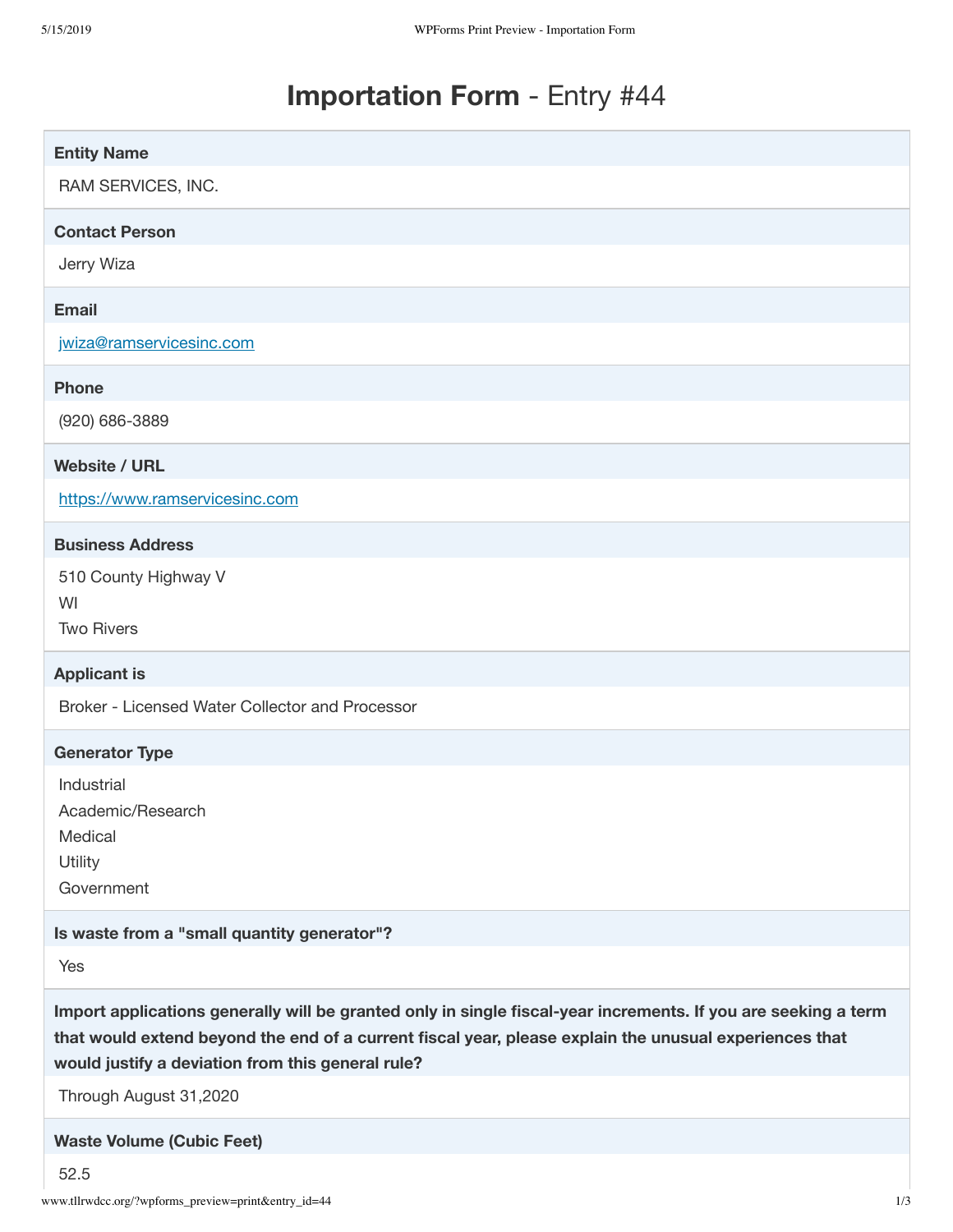# **Importation Form** - Entry #44

**Entity Name**

RAM SERVICES, INC.

**Contact Person**

Jerry Wiza

**Email**

jwiza@ramservicesinc.com

**Phone**

(920) 686-3889

**Website / URL**

https://www.ramservicesinc.com

**Business Address**

510 County Highway V
WI
Two Rivers

**Applicant is**

Broker - Licensed Water Collector and Processor

**Generator Type**

Industrial
Academic/Research
Medical
Utility
Government

**Is waste from a "small quantity generator"?**

Yes

**Import applications generally will be granted only in single fiscal-year increments. If you are seeking a term that would extend beyond the end of a current fiscal year, please explain the unusual experiences that would justify a deviation from this general rule?**

Through August 31,2020

**Waste Volume (Cubic Feet)**

52.5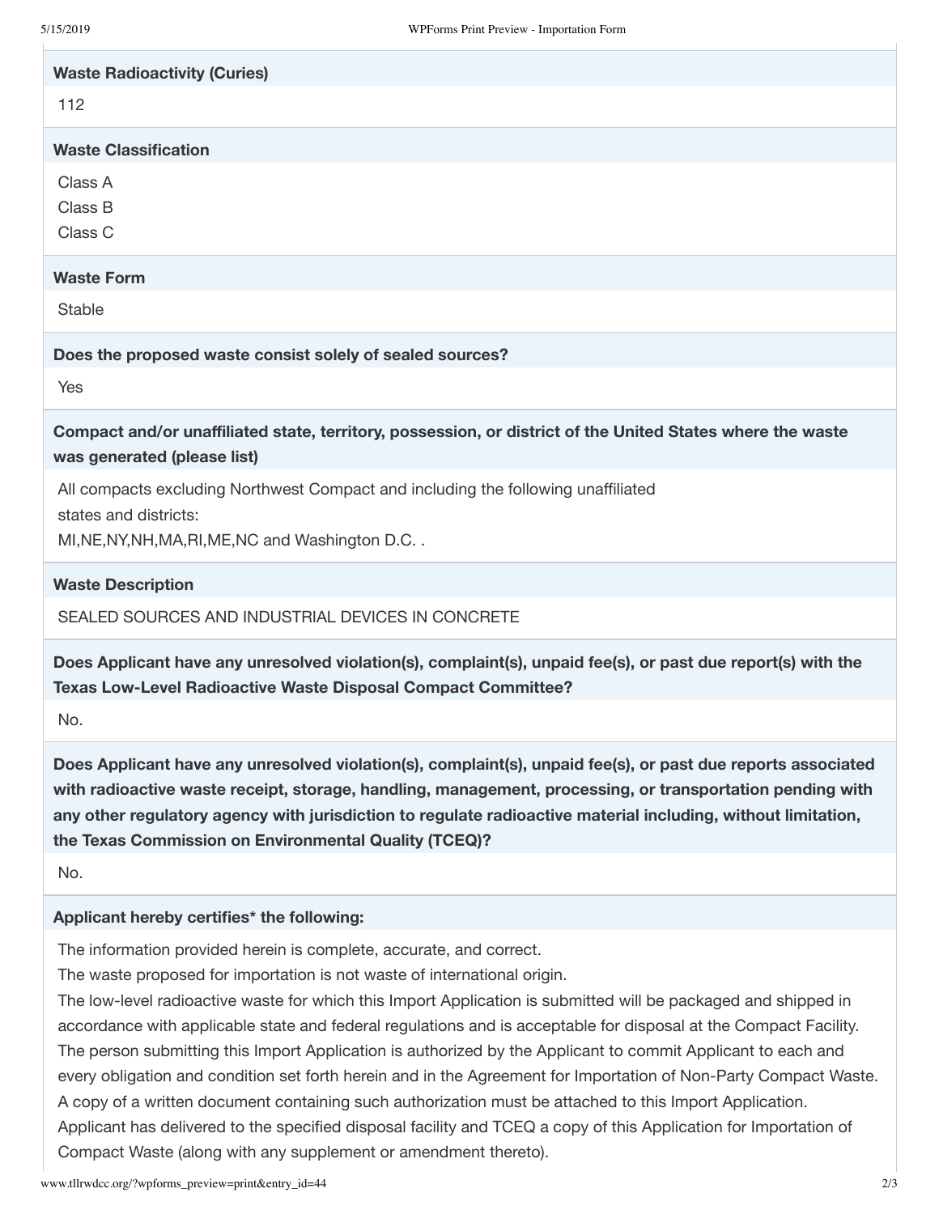**Waste Radioactivity (Curies)**

112

**Waste Classification**

Class A
Class B
Class C

**Waste Form**

Stable

**Does the proposed waste consist solely of sealed sources?**

Yes

**Compact and/or unaffiliated state, territory, possession, or district of the United States where the waste was generated (please list)**

All compacts excluding Northwest Compact and including the following unaffiliated states and districts:
MI,NE,NY,NH,MA,RI,ME,NC and Washington D.C. .

**Waste Description**

SEALED SOURCES AND INDUSTRIAL DEVICES IN CONCRETE

**Does Applicant have any unresolved violation(s), complaint(s), unpaid fee(s), or past due report(s) with the Texas Low-Level Radioactive Waste Disposal Compact Committee?**

No.

**Does Applicant have any unresolved violation(s), complaint(s), unpaid fee(s), or past due reports associated with radioactive waste receipt, storage, handling, management, processing, or transportation pending with any other regulatory agency with jurisdiction to regulate radioactive material including, without limitation, the Texas Commission on Environmental Quality (TCEQ)?**

No.

**Applicant hereby certifies* the following:**

The information provided herein is complete, accurate, and correct.
The waste proposed for importation is not waste of international origin.
The low-level radioactive waste for which this Import Application is submitted will be packaged and shipped in accordance with applicable state and federal regulations and is acceptable for disposal at the Compact Facility.
The person submitting this Import Application is authorized by the Applicant to commit Applicant to each and every obligation and condition set forth herein and in the Agreement for Importation of Non-Party Compact Waste. A copy of a written document containing such authorization must be attached to this Import Application.
Applicant has delivered to the specified disposal facility and TCEQ a copy of this Application for Importation of Compact Waste (along with any supplement or amendment thereto).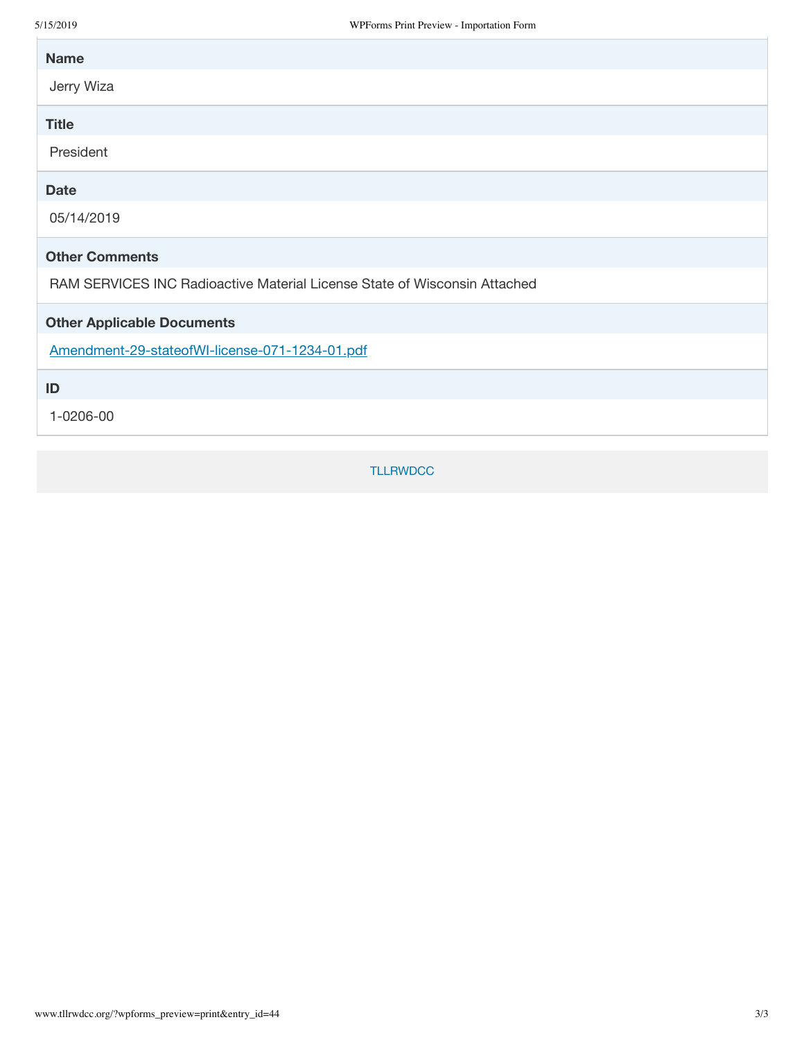**Name**

Jerry Wiza

**Title**

President

**Date**

05/14/2019

**Other Comments**

RAM SERVICES INC Radioactive Material License State of Wisconsin Attached

**Other Applicable Documents**

Amendment-29-stateofWI-license-071-1234-01.pdf

**ID**

1-0206-00

TLLRWDCC